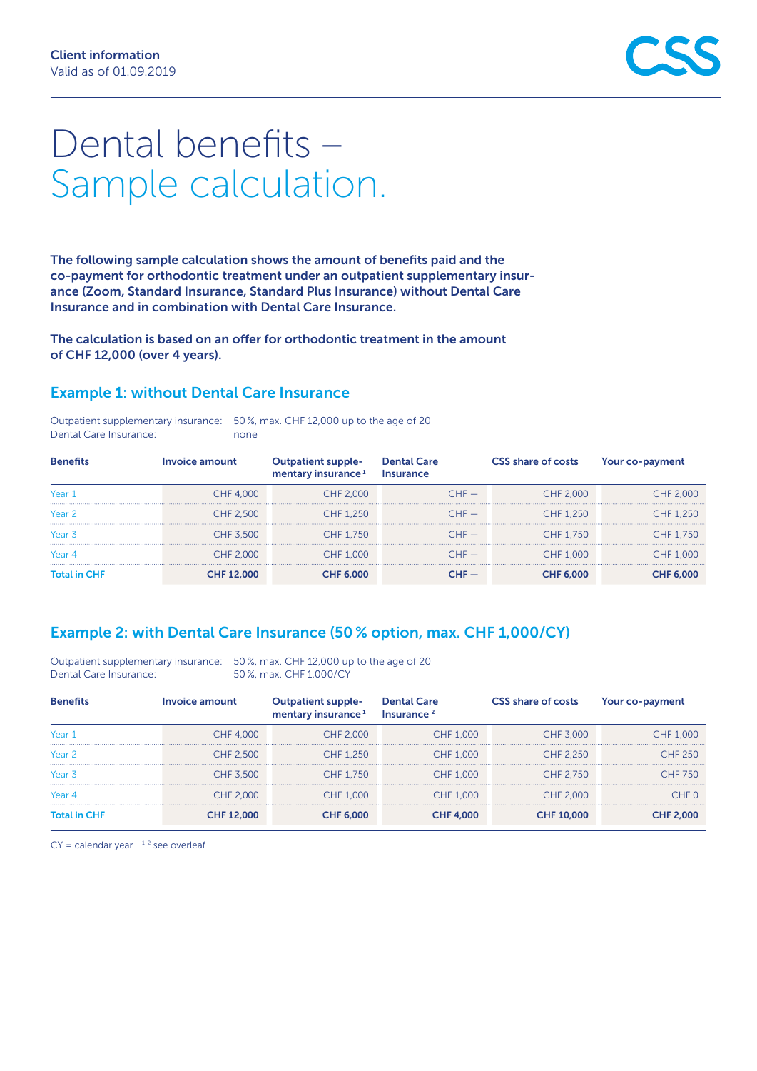Client information
Valid as of 01.09.2019

# Dental benefits – Sample calculation.

**The following sample calculation shows the amount of benefits paid and the co-payment for orthodontic treatment under an outpatient supplementary insurance (Zoom, Standard Insurance, Standard Plus Insurance) without Dental Care Insurance and in combination with Dental Care Insurance.**

**The calculation is based on an offer for orthodontic treatment in the amount of CHF 12,000 (over 4 years).**

## Example 1: without Dental Care Insurance

Outpatient supplementary insurance: 50 %, max. CHF 12,000 up to the age of 20
Dental Care Insurance: none

| Benefits | Invoice amount | Outpatient supplementary insurance [1] | Dental Care Insurance | CSS share of costs | Your co-payment |
|---|---|---|---|---|---|
| Year 1 | CHF 4,000 | CHF 2,000 | CHF – | CHF 2,000 | CHF 2,000 |
| Year 2 | CHF 2,500 | CHF 1,250 | CHF – | CHF 1,250 | CHF 1,250 |
| Year 3 | CHF 3,500 | CHF 1,750 | CHF – | CHF 1,750 | CHF 1,750 |
| Year 4 | CHF 2,000 | CHF 1,000 | CHF – | CHF 1,000 | CHF 1,000 |
| **Total in CHF** | **CHF 12,000** | **CHF 6,000** | **CHF –** | **CHF 6,000** | **CHF 6,000** |

## Example 2: with Dental Care Insurance (50 % option, max. CHF 1,000/CY)

Outpatient supplementary insurance: 50 %, max. CHF 12,000 up to the age of 20
Dental Care Insurance: 50 %, max. CHF 1,000/CY

| Benefits | Invoice amount | Outpatient supplementary insurance [1] | Dental Care Insurance [2] | CSS share of costs | Your co-payment |
|---|---|---|---|---|---|
| Year 1 | CHF 4,000 | CHF 2,000 | CHF 1,000 | CHF 3,000 | CHF 1,000 |
| Year 2 | CHF 2,500 | CHF 1,250 | CHF 1,000 | CHF 2,250 | CHF 250 |
| Year 3 | CHF 3,500 | CHF 1,750 | CHF 1,000 | CHF 2,750 | CHF 750 |
| Year 4 | CHF 2,000 | CHF 1,000 | CHF 1,000 | CHF 2,000 | CHF 0 |
| **Total in CHF** | **CHF 12,000** | **CHF 6,000** | **CHF 4,000** | **CHF 10,000** | **CHF 2,000** |

CY = calendar year [1 2] see overleaf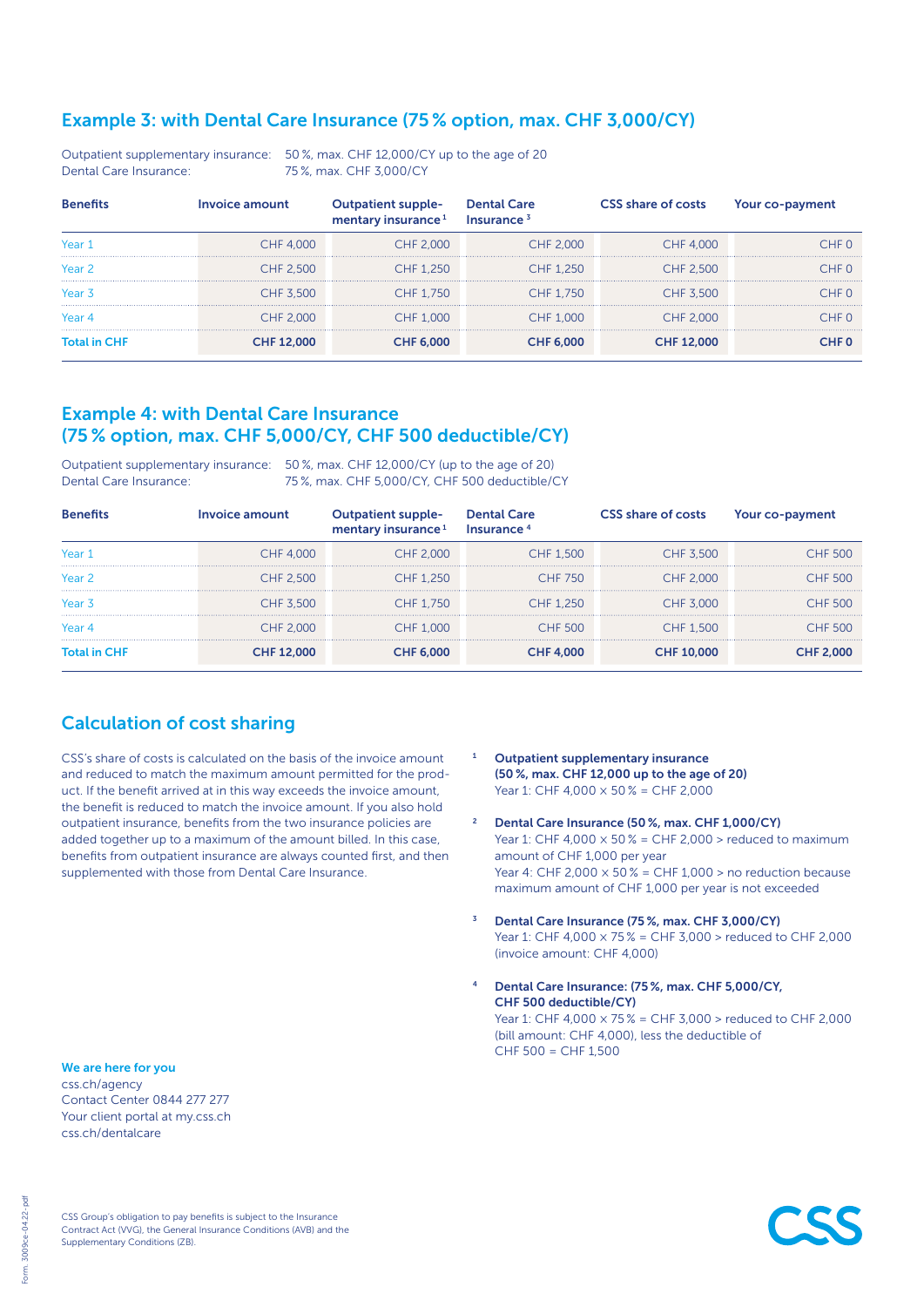## Example 3: with Dental Care Insurance (75 % option, max. CHF 3,000/CY)

Outpatient supplementary insurance: 50 %, max. CHF 12,000/CY up to the age of 20
Dental Care Insurance: 75 %, max. CHF 3,000/CY

| Benefits | Invoice amount | Outpatient supplementary insurance [1] | Dental Care Insurance [3] | CSS share of costs | Your co-payment |
|---|---|---|---|---|---|
| Year 1 | CHF 4,000 | CHF 2,000 | CHF 2,000 | CHF 4,000 | CHF 0 |
| Year 2 | CHF 2,500 | CHF 1,250 | CHF 1,250 | CHF 2,500 | CHF 0 |
| Year 3 | CHF 3,500 | CHF 1,750 | CHF 1,750 | CHF 3,500 | CHF 0 |
| Year 4 | CHF 2,000 | CHF 1,000 | CHF 1,000 | CHF 2,000 | CHF 0 |
| **Total in CHF** | **CHF 12,000** | **CHF 6,000** | **CHF 6,000** | **CHF 12,000** | **CHF 0** |

## Example 4: with Dental Care Insurance (75 % option, max. CHF 5,000/CY, CHF 500 deductible/CY)

Outpatient supplementary insurance: 50 %, max. CHF 12,000/CY (up to the age of 20)
Dental Care Insurance: 75 %, max. CHF 5,000/CY, CHF 500 deductible/CY

| Benefits | Invoice amount | Outpatient supplementary insurance [1] | Dental Care Insurance [4] | CSS share of costs | Your co-payment |
|---|---|---|---|---|---|
| Year 1 | CHF 4,000 | CHF 2,000 | CHF 1,500 | CHF 3,500 | CHF 500 |
| Year 2 | CHF 2,500 | CHF 1,250 | CHF 750 | CHF 2,000 | CHF 500 |
| Year 3 | CHF 3,500 | CHF 1,750 | CHF 1,250 | CHF 3,000 | CHF 500 |
| Year 4 | CHF 2,000 | CHF 1,000 | CHF 500 | CHF 1,500 | CHF 500 |
| **Total in CHF** | **CHF 12,000** | **CHF 6,000** | **CHF 4,000** | **CHF 10,000** | **CHF 2,000** |

## Calculation of cost sharing

CSS's share of costs is calculated on the basis of the invoice amount and reduced to match the maximum amount permitted for the product. If the benefit arrived at in this way exceeds the invoice amount, the benefit is reduced to match the invoice amount. If you also hold outpatient insurance, benefits from the two insurance policies are added together up to a maximum of the amount billed. In this case, benefits from outpatient insurance are always counted first, and then supplemented with those from Dental Care Insurance.

[1] **Outpatient supplementary insurance (50 %, max. CHF 12,000 up to the age of 20)**
Year 1: CHF 4,000 × 50 % = CHF 2,000

[2] **Dental Care Insurance (50 %, max. CHF 1,000/CY)**
Year 1: CHF 4,000 × 50 % = CHF 2,000 > reduced to maximum amount of CHF 1,000 per year
Year 4: CHF 2,000 × 50 % = CHF 1,000 > no reduction because maximum amount of CHF 1,000 per year is not exceeded

[3] **Dental Care Insurance (75 %, max. CHF 3,000/CY)**
Year 1: CHF 4,000 × 75 % = CHF 3,000 > reduced to CHF 2,000 (invoice amount: CHF 4,000)

[4] **Dental Care Insurance: (75 %, max. CHF 5,000/CY, CHF 500 deductible/CY)**
Year 1: CHF 4,000 × 75 % = CHF 3,000 > reduced to CHF 2,000 (bill amount: CHF 4,000), less the deductible of CHF 500 = CHF 1,500

**We are here for you**
css.ch/agency
Contact Center 0844 277 277
Your client portal at my.css.ch
css.ch/dentalcare

CSS Group's obligation to pay benefits is subject to the Insurance Contract Act (VVG), the General Insurance Conditions (AVB) and the Supplementary Conditions (ZB).

Form: 3009ce-04.22-pdf